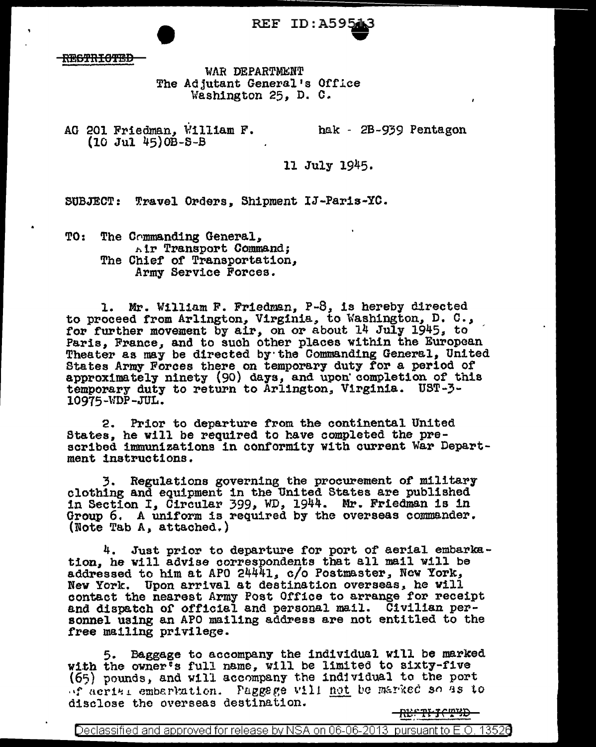REF ID:A59513

~~RESTRICTED~~

WAR DEPARTMENT
The Adjutant General's Office
Washington 25, D. C.

AG 201 Friedman, William F.
(10 Jul 45)OB-S-B

hak - 2B-939 Pentagon

11 July 1945.

SUBJECT: Travel Orders, Shipment IJ-Paris-YC.

TO: The Commanding General,
Air Transport Command;
The Chief of Transportation,
Army Service Forces.

1. Mr. William F. Friedman, P-8, is hereby directed to proceed from Arlington, Virginia, to Washington, D. C., for further movement by air, on or about 14 July 1945, to Paris, France, and to such other places within the European Theater as may be directed by the Commanding General, United States Army Forces there on temporary duty for a period of approximately ninety (90) days, and upon completion of this temporary duty to return to Arlington, Virginia. UST-3-10975-WDP-JUL.

2. Prior to departure from the continental United States, he will be required to have completed the prescribed immunizations in conformity with current War Department instructions.

3. Regulations governing the procurement of military clothing and equipment in the United States are published in Section I, Circular 399, WD, 1944. Mr. Friedman is in Group 6. A uniform is required by the overseas commander. (Note Tab A, attached.)

4. Just prior to departure for port of aerial embarkation, he will advise correspondents that all mail will be addressed to him at APO 24441, c/o Postmaster, New York, New York. Upon arrival at destination overseas, he will contact the nearest Army Post Office to arrange for receipt and dispatch of official and personal mail. Civilian personnel using an APO mailing address are not entitled to the free mailing privilege.

5. Baggage to accompany the individual will be marked with the owner's full name, will be limited to sixty-five (65) pounds, and will accompany the individual to the port of aerial embarkation. Baggage will not be marked so as to disclose the overseas destination.

~~RESTRICTED~~

Declassified and approved for release by NSA on 06-06-2013 pursuant to E.O. 13526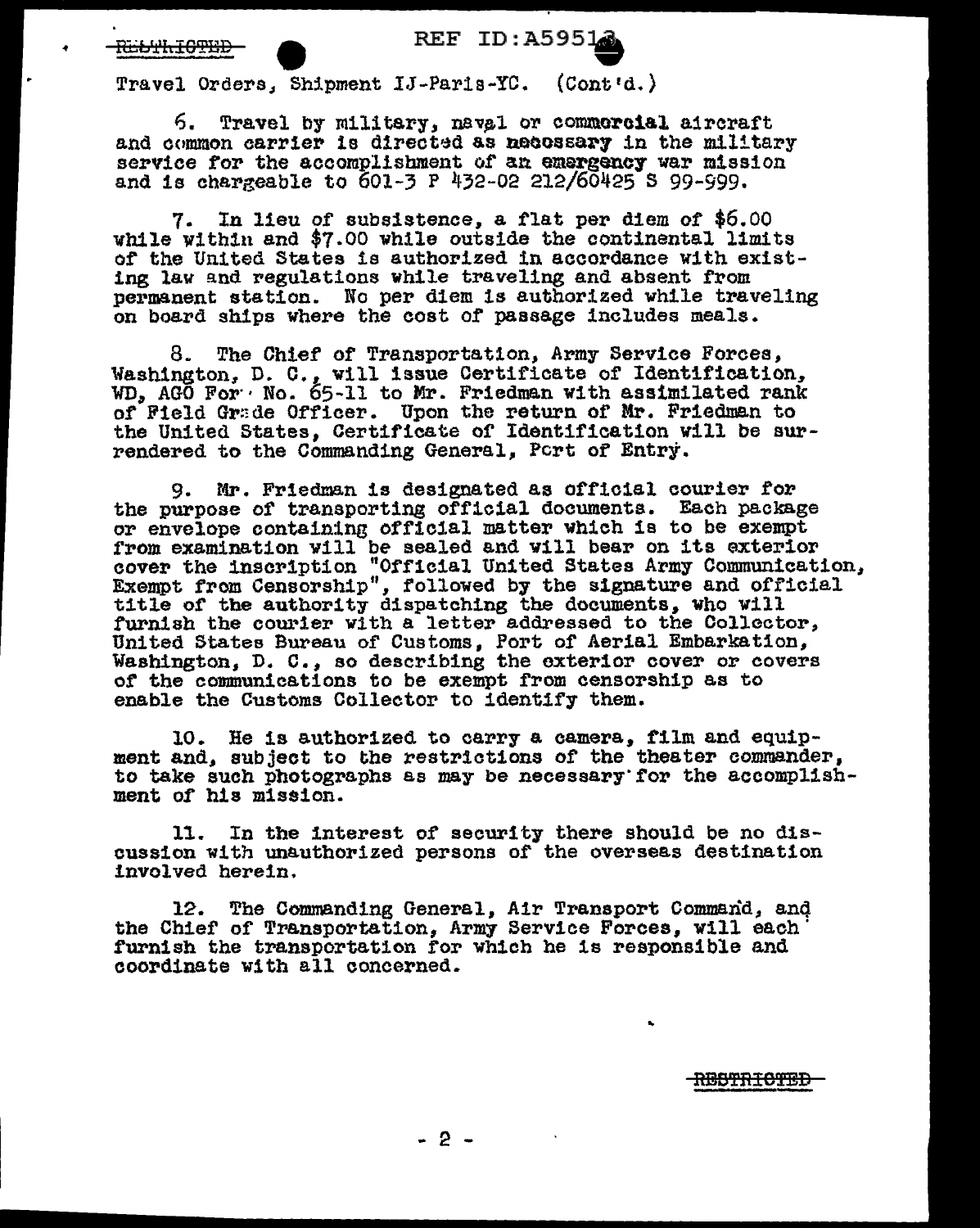Travel Orders, Shipment IJ-Paris-YC. (Cont'd.)

6. Travel by military, naval or commercial aircraft and common carrier is directed as necessary in the military service for the accomplishment of an emergency war mission and is chargeable to 601-3 P 432-02 212/60425 S 99-999.

7. In lieu of subsistence, a flat per diem of $6.00 while within and $7.00 while outside the continental limits of the United States is authorized in accordance with existing law and regulations while traveling and absent from permanent station. No per diem is authorized while traveling on board ships where the cost of passage includes meals.

8. The Chief of Transportation, Army Service Forces, Washington, D. C., will issue Certificate of Identification, WD, AGO Form No. 65-11 to Mr. Friedman with assimilated rank of Field Grade Officer. Upon the return of Mr. Friedman to the United States, Certificate of Identification will be surrendered to the Commanding General, Port of Entry.

9. Mr. Friedman is designated as official courier for the purpose of transporting official documents. Each package or envelope containing official matter which is to be exempt from examination will be sealed and will bear on its exterior cover the inscription "Official United States Army Communication, Exempt from Censorship", followed by the signature and official title of the authority dispatching the documents, who will furnish the courier with a letter addressed to the Collector, United States Bureau of Customs, Port of Aerial Embarkation, Washington, D. C., so describing the exterior cover or covers of the communications to be exempt from censorship as to enable the Customs Collector to identify them.

10. He is authorized to carry a camera, film and equipment and, subject to the restrictions of the theater commander, to take such photographs as may be necessary for the accomplishment of his mission.

11. In the interest of security there should be no discussion with unauthorized persons of the overseas destination involved herein.

12. The Commanding General, Air Transport Command, and the Chief of Transportation, Army Service Forces, will each furnish the transportation for which he is responsible and coordinate with all concerned.

~~RESTRICTED~~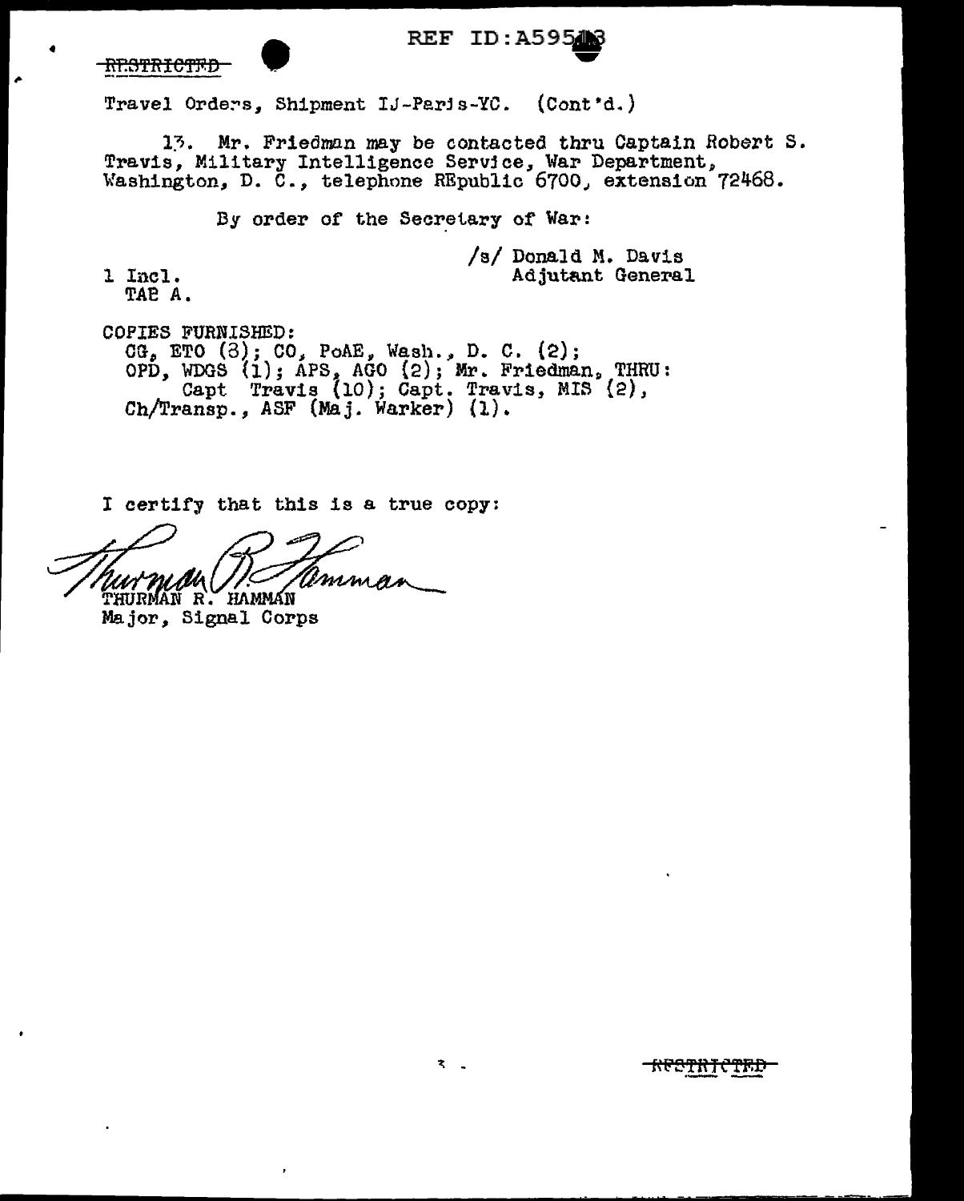RESTRICTED

REF ID:A59513

Travel Orders, Shipment IJ-Paris-YC. (Cont'd.)

13. Mr. Friedman may be contacted thru Captain Robert S. Travis, Military Intelligence Service, War Department, Washington, D. C., telephone REpublic 6700, extension 72468.

By order of the Secretary of War:

/s/ Donald M. Davis
Adjutant General

1 Incl.
TAB A.

COPIES FURNISHED:
CG, ETO (8); CO, PoAE, Wash., D. C. (2);
OPD, WDGS (1); APS, AGO (2); Mr. Friedman, THRU:
Capt Travis (10); Capt. Travis, MIS (2),
Ch/Transp., ASF (Maj. Warker) (1).

I certify that this is a true copy:

Thurman R. Hamman
THURMAN R. HAMMAN
Major, Signal Corps

RESTRICTED